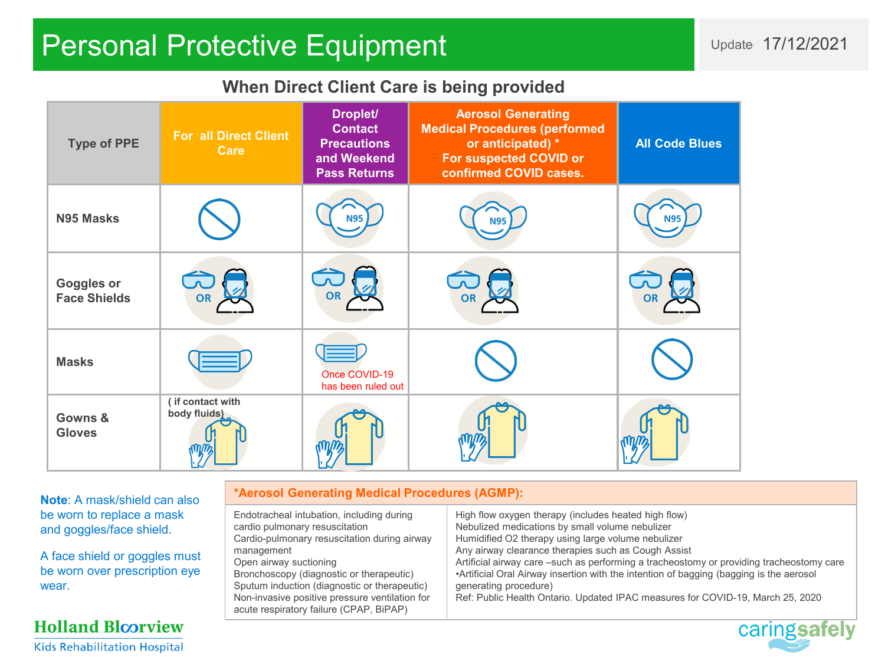# Personal Protective Equipment

Update 17/12/2021

## When Direct Client Care is being provided

| Type of PPE | For all Direct Client Care | Droplet/ Contact Precautions and Weekend Pass Returns | Aerosol Generating Medical Procedures (performed or anticipated) * For suspected COVID or confirmed COVID cases. | All Code Blues |
|---|---|---|---|---|
| N95 Masks | No | N95 | N95 | N95 |
| Goggles or Face Shields | Goggles OR Face Shield | Goggles OR Face Shield | Goggles OR Face Shield | Goggles OR Face Shield |
| Masks | Mask | Mask — Once COVID-19 has been ruled out | No | No |
| Gowns & Gloves | Gown & Gloves ( if contact with body fluids) | Gown & Gloves | Gown & Gloves | Gown & Gloves |

**Note**: A mask/shield can also be worn to replace a mask and goggles/face shield.

A face shield or goggles must be worn over prescription eye wear.

### *Aerosol Generating Medical Procedures (AGMP):

Endotracheal intubation, including during cardio pulmonary resuscitation
Cardio-pulmonary resuscitation during airway management
Open airway suctioning
Bronchoscopy (diagnostic or therapeutic)
Sputum induction (diagnostic or therapeutic)
Non-invasive positive pressure ventilation for acute respiratory failure (CPAP, BiPAP)

High flow oxygen therapy (includes heated high flow)
Nebulized medications by small volume nebulizer
Humidified O2 therapy using large volume nebulizer
Any airway clearance therapies such as Cough Assist
Artificial airway care –such as performing a tracheostomy or providing tracheostomy care
•Artificial Oral Airway insertion with the intention of bagging (bagging is the aerosol generating procedure)
Ref: Public Health Ontario. Updated IPAC measures for COVID-19, March 25, 2020

Holland Bloorview Kids Rehabilitation Hospital

caringsafely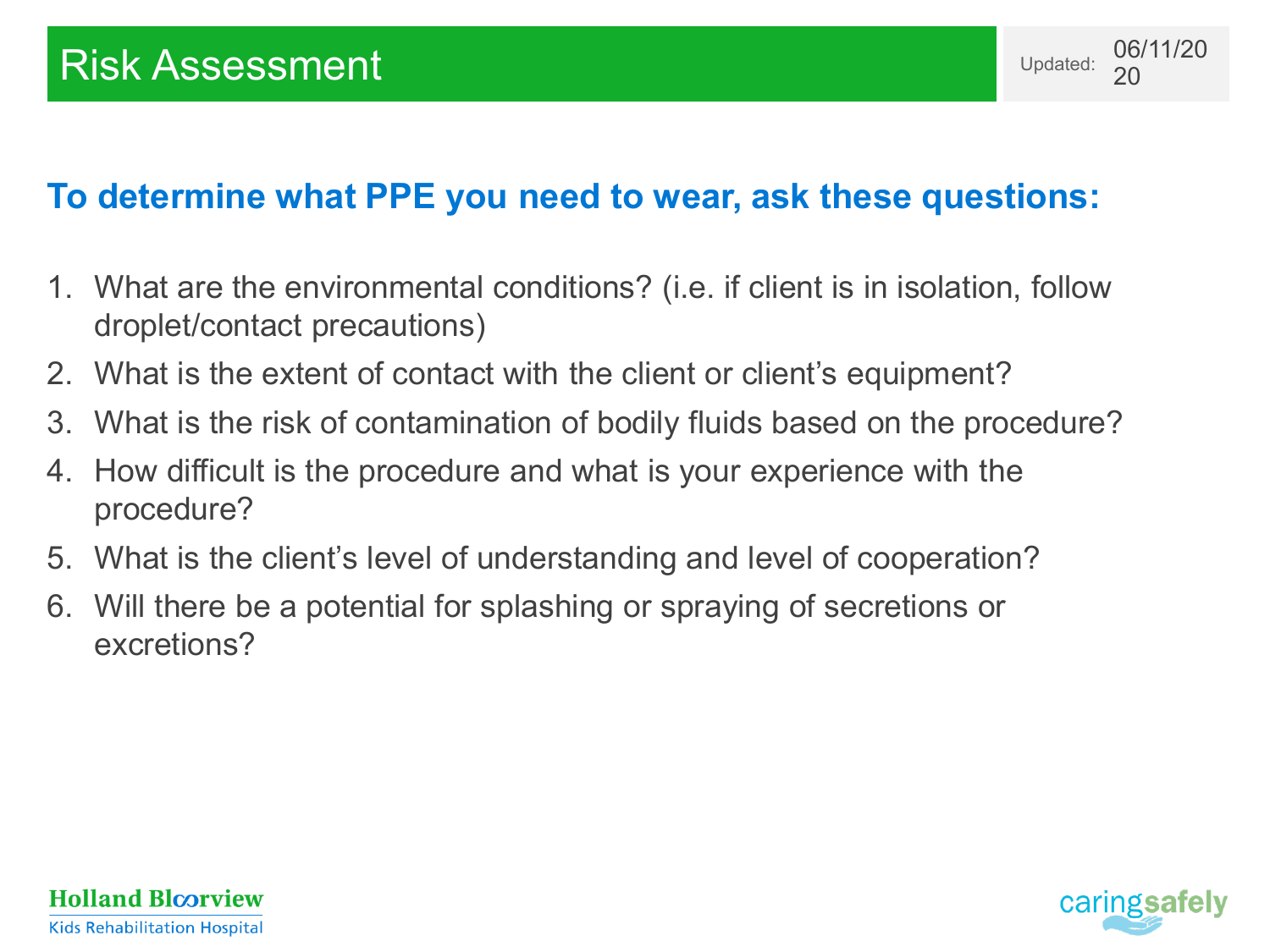# Risk Assessment

Updated: 06/11/2020

## To determine what PPE you need to wear, ask these questions:

1. What are the environmental conditions? (i.e. if client is in isolation, follow droplet/contact precautions)
2. What is the extent of contact with the client or client's equipment?
3. What is the risk of contamination of bodily fluids based on the procedure?
4. How difficult is the procedure and what is your experience with the procedure?
5. What is the client's level of understanding and level of cooperation?
6. Will there be a potential for splashing or spraying of secretions or excretions?